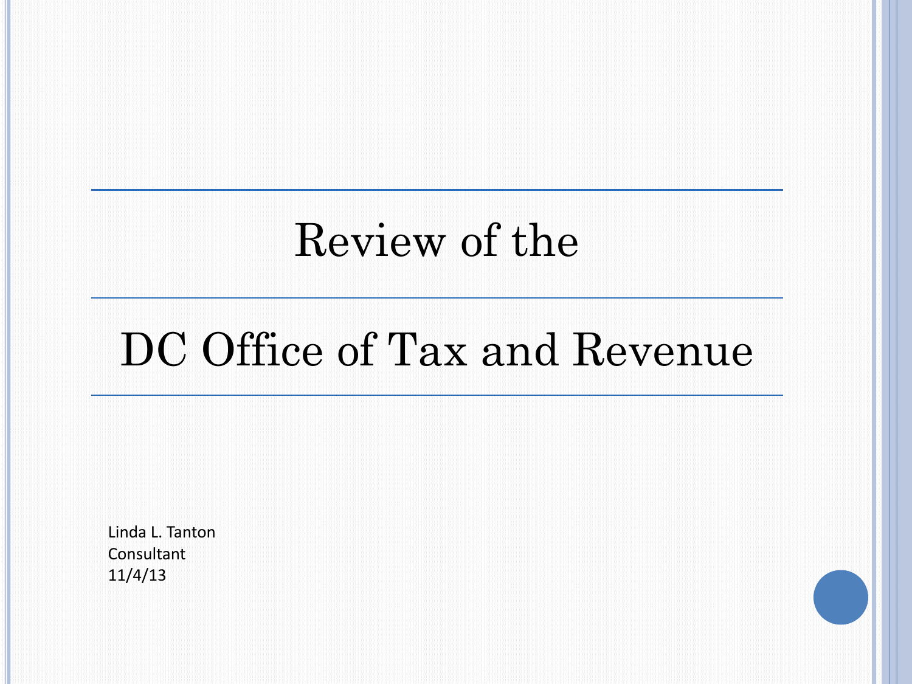# Review of the

# DC Office of Tax and Revenue

Linda L. Tanton
Consultant
11/4/13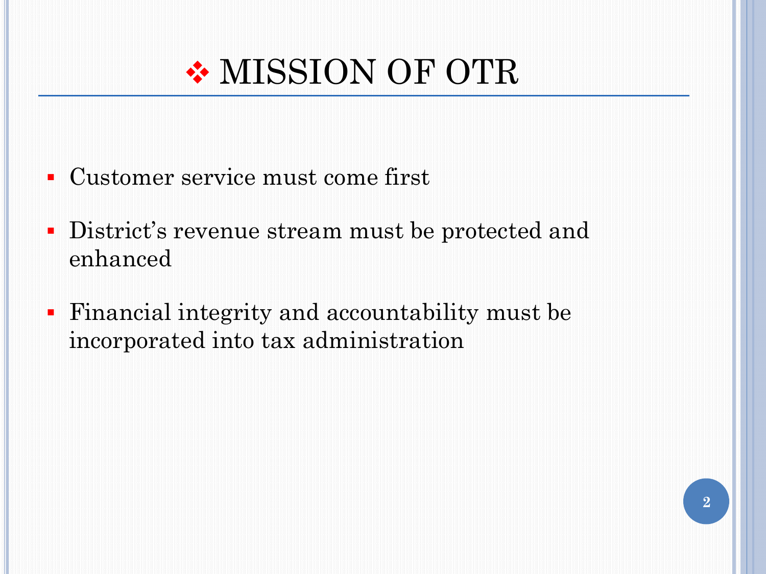# ❖ MISSION OF OTR

- Customer service must come first
- District's revenue stream must be protected and enhanced
- Financial integrity and accountability must be incorporated into tax administration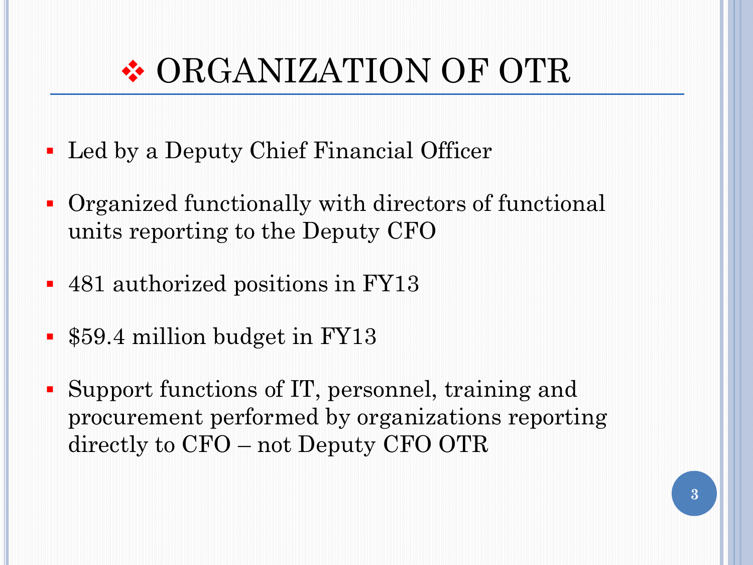# ❖ ORGANIZATION OF OTR

- Led by a Deputy Chief Financial Officer
- Organized functionally with directors of functional units reporting to the Deputy CFO
- 481 authorized positions in FY13
- $59.4 million budget in FY13
- Support functions of IT, personnel, training and procurement performed by organizations reporting directly to CFO – not Deputy CFO OTR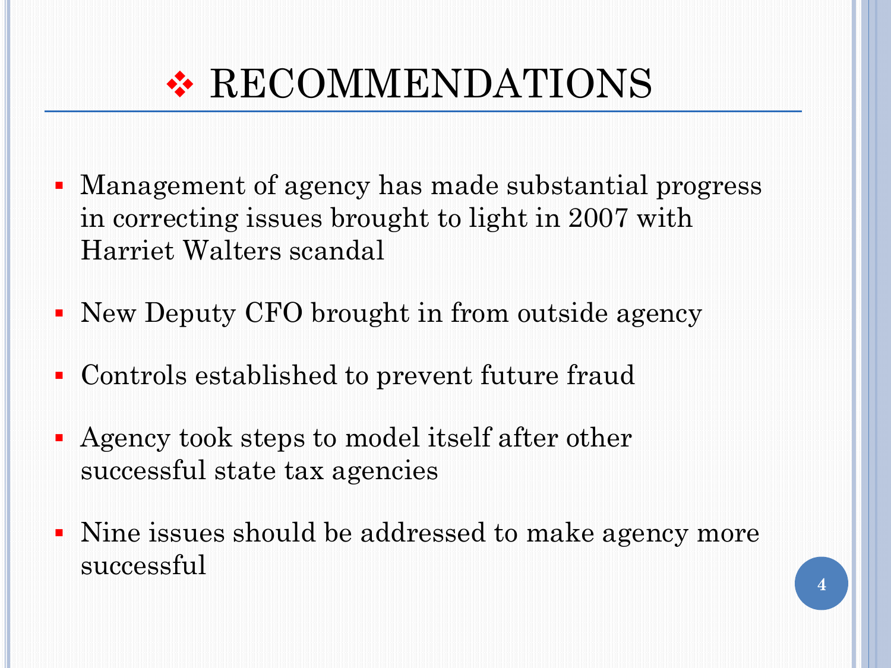# RECOMMENDATIONS

- Management of agency has made substantial progress in correcting issues brought to light in 2007 with Harriet Walters scandal
- New Deputy CFO brought in from outside agency
- Controls established to prevent future fraud
- Agency took steps to model itself after other successful state tax agencies
- Nine issues should be addressed to make agency more successful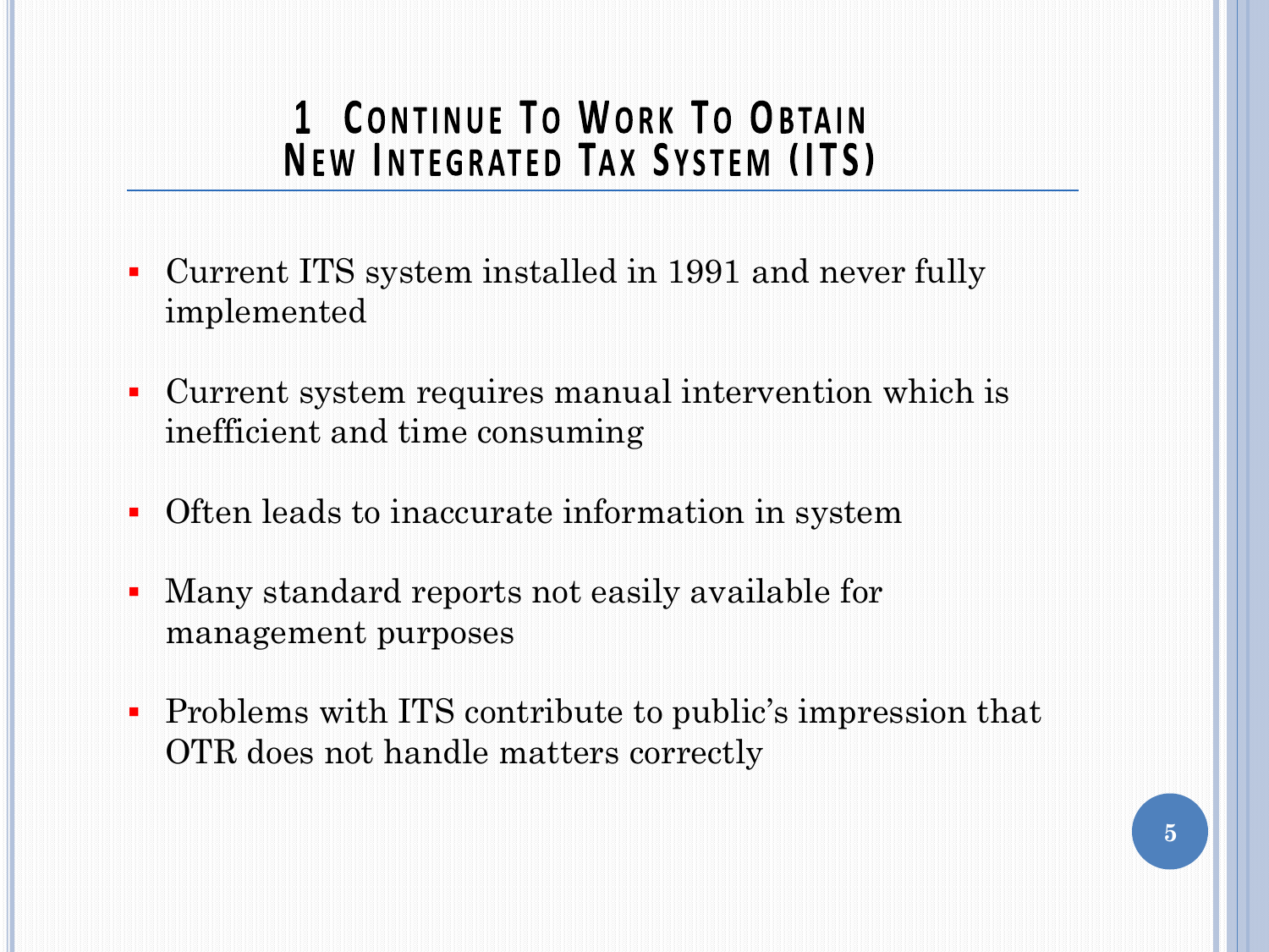# 1 Continue To Work To Obtain New Integrated Tax System (ITS)

- Current ITS system installed in 1991 and never fully implemented
- Current system requires manual intervention which is inefficient and time consuming
- Often leads to inaccurate information in system
- Many standard reports not easily available for management purposes
- Problems with ITS contribute to public's impression that OTR does not handle matters correctly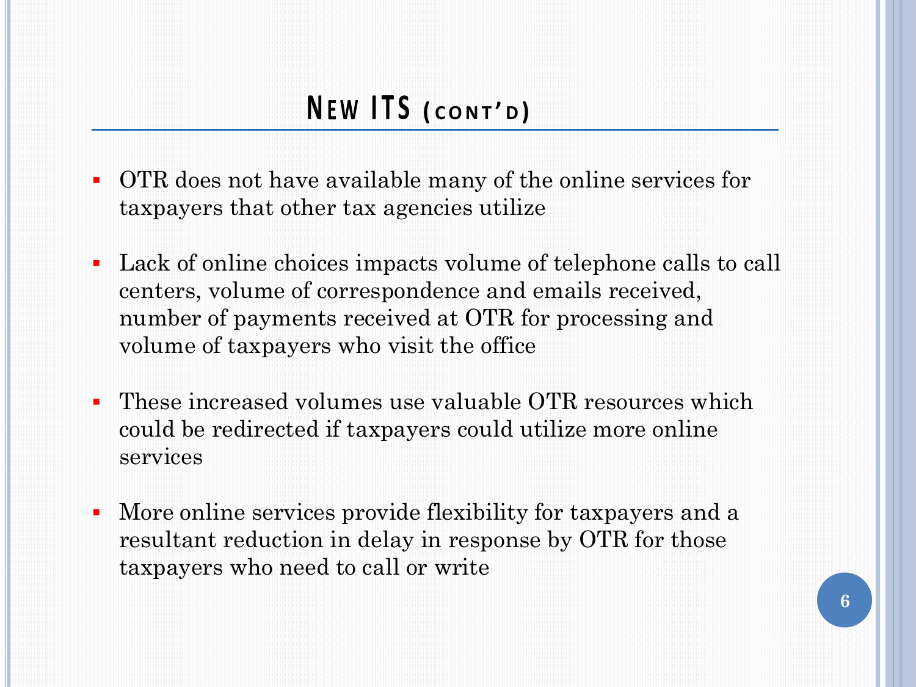## New ITS (cont'd)

- OTR does not have available many of the online services for taxpayers that other tax agencies utilize
- Lack of online choices impacts volume of telephone calls to call centers, volume of correspondence and emails received, number of payments received at OTR for processing and volume of taxpayers who visit the office
- These increased volumes use valuable OTR resources which could be redirected if taxpayers could utilize more online services
- More online services provide flexibility for taxpayers and a resultant reduction in delay in response by OTR for those taxpayers who need to call or write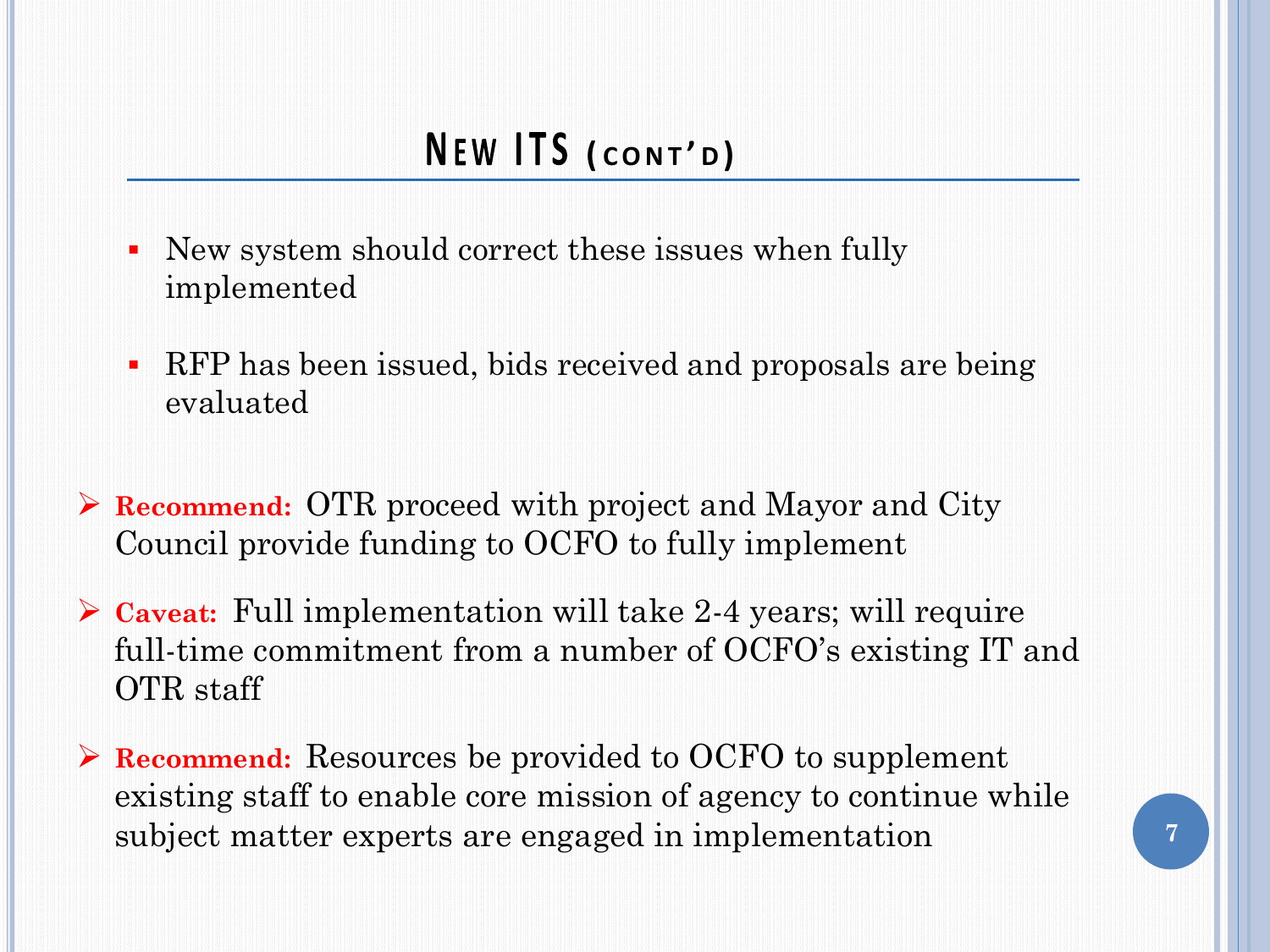## New ITS (cont'd)

- New system should correct these issues when fully implemented
- RFP has been issued, bids received and proposals are being evaluated

- **Recommend:** OTR proceed with project and Mayor and City Council provide funding to OCFO to fully implement
- **Caveat:** Full implementation will take 2-4 years; will require full-time commitment from a number of OCFO's existing IT and OTR staff
- **Recommend:** Resources be provided to OCFO to supplement existing staff to enable core mission of agency to continue while subject matter experts are engaged in implementation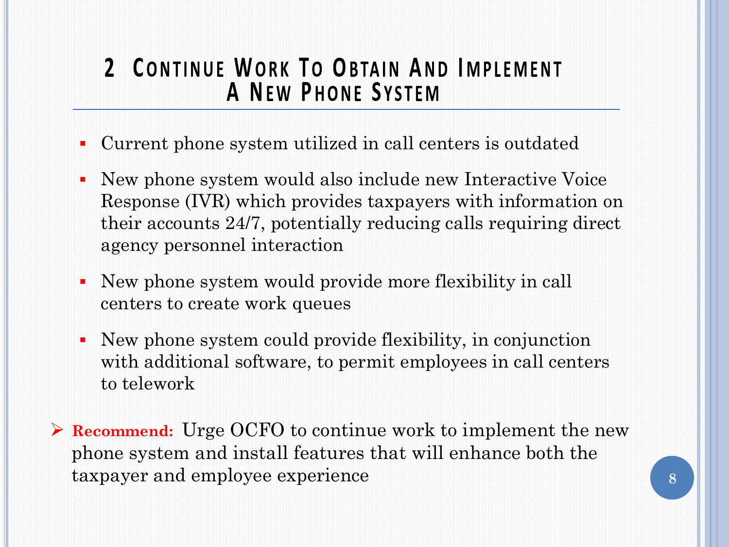# 2 Continue Work To Obtain And Implement A New Phone System

- Current phone system utilized in call centers is outdated
- New phone system would also include new Interactive Voice Response (IVR) which provides taxpayers with information on their accounts 24/7, potentially reducing calls requiring direct agency personnel interaction
- New phone system would provide more flexibility in call centers to create work queues
- New phone system could provide flexibility, in conjunction with additional software, to permit employees in call centers to telework

➢ **Recommend:** Urge OCFO to continue work to implement the new phone system and install features that will enhance both the taxpayer and employee experience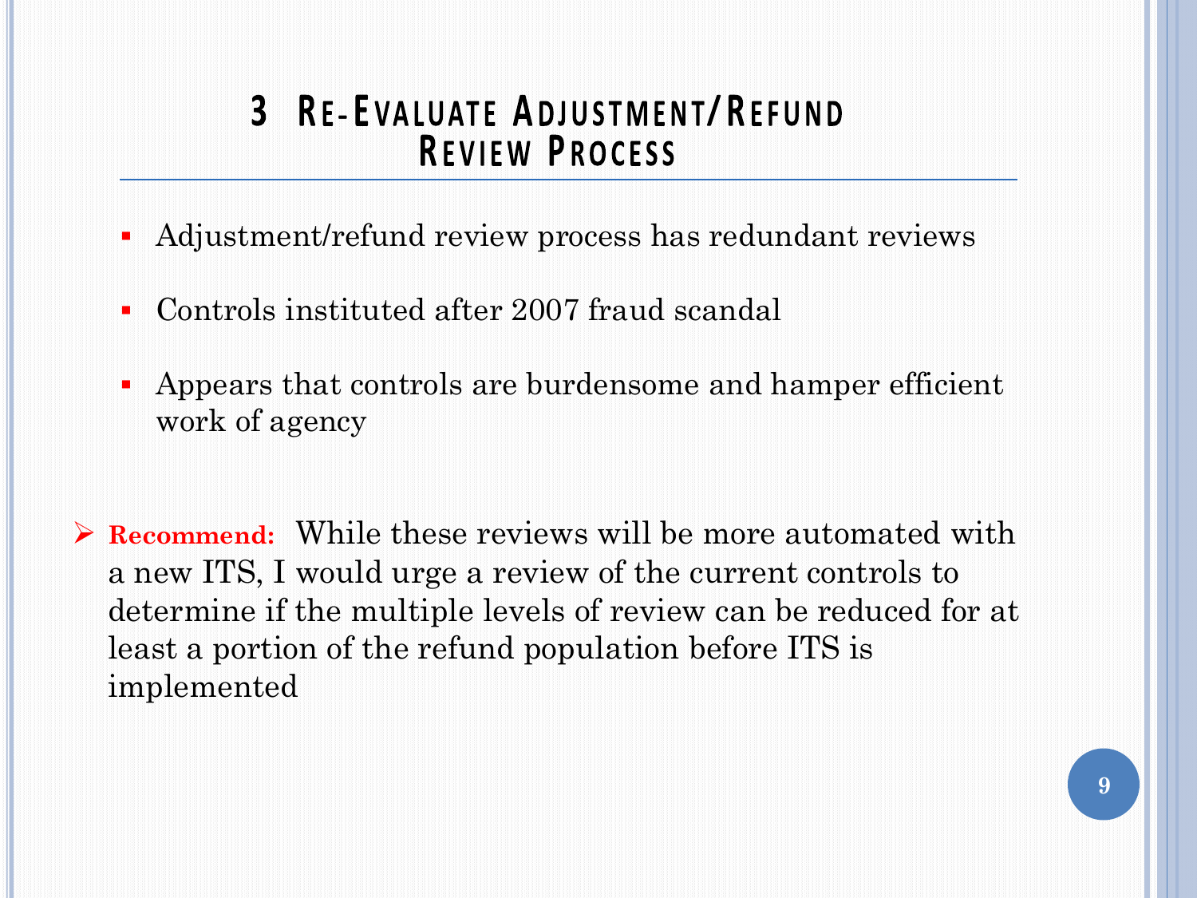# 3 Re-Evaluate Adjustment/Refund Review Process

- Adjustment/refund review process has redundant reviews
- Controls instituted after 2007 fraud scandal
- Appears that controls are burdensome and hamper efficient work of agency

> **Recommend:** While these reviews will be more automated with a new ITS, I would urge a review of the current controls to determine if the multiple levels of review can be reduced for at least a portion of the refund population before ITS is implemented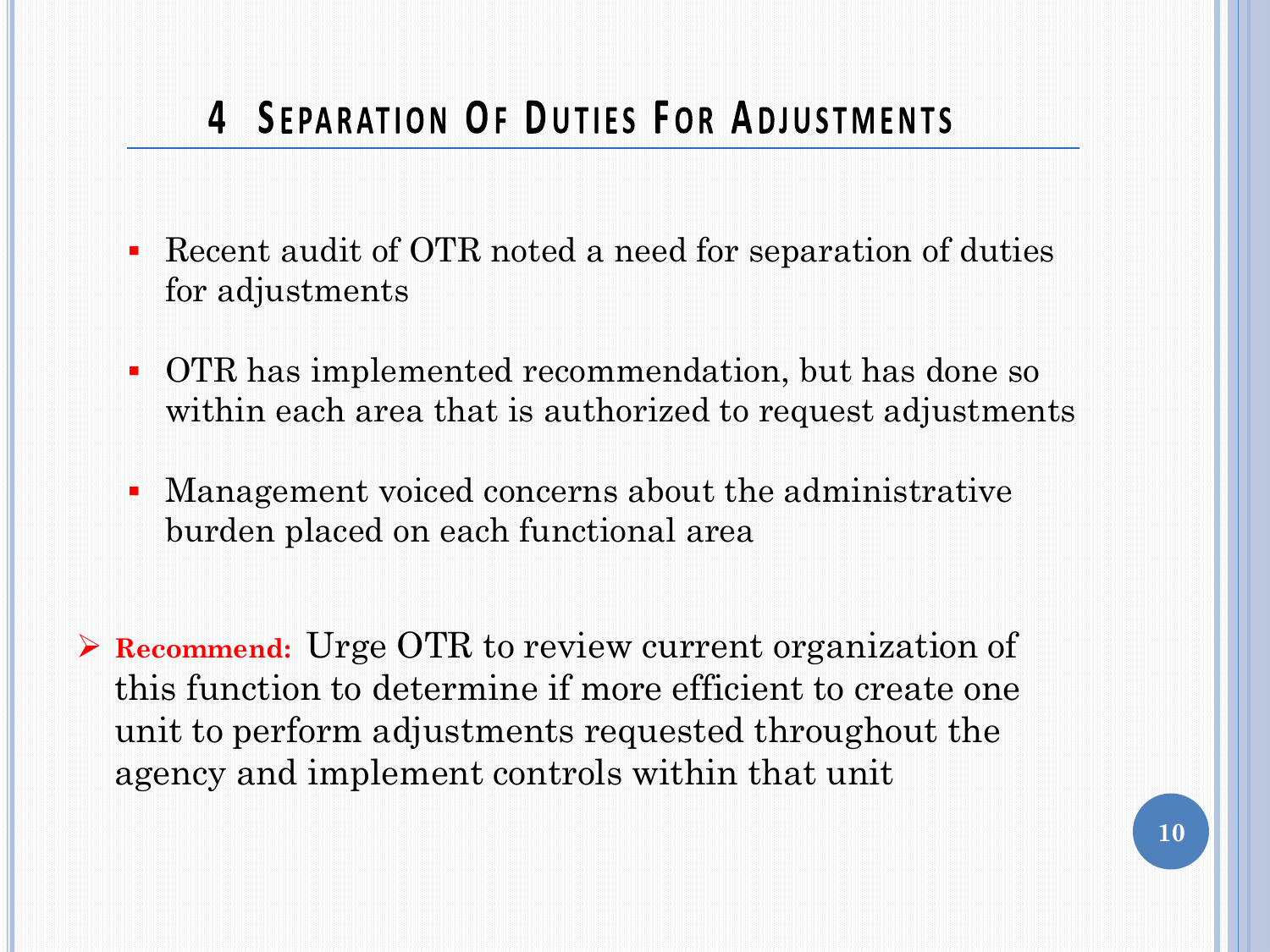# 4 Separation Of Duties For Adjustments

- Recent audit of OTR noted a need for separation of duties for adjustments
- OTR has implemented recommendation, but has done so within each area that is authorized to request adjustments
- Management voiced concerns about the administrative burden placed on each functional area

> **Recommend:** Urge OTR to review current organization of this function to determine if more efficient to create one unit to perform adjustments requested throughout the agency and implement controls within that unit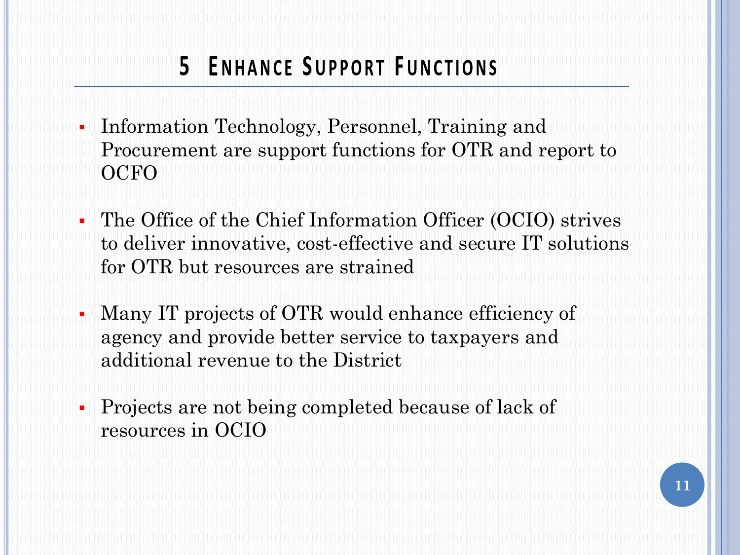# 5 Enhance Support Functions

- Information Technology, Personnel, Training and Procurement are support functions for OTR and report to OCFO

- The Office of the Chief Information Officer (OCIO) strives to deliver innovative, cost-effective and secure IT solutions for OTR but resources are strained

- Many IT projects of OTR would enhance efficiency of agency and provide better service to taxpayers and additional revenue to the District

- Projects are not being completed because of lack of resources in OCIO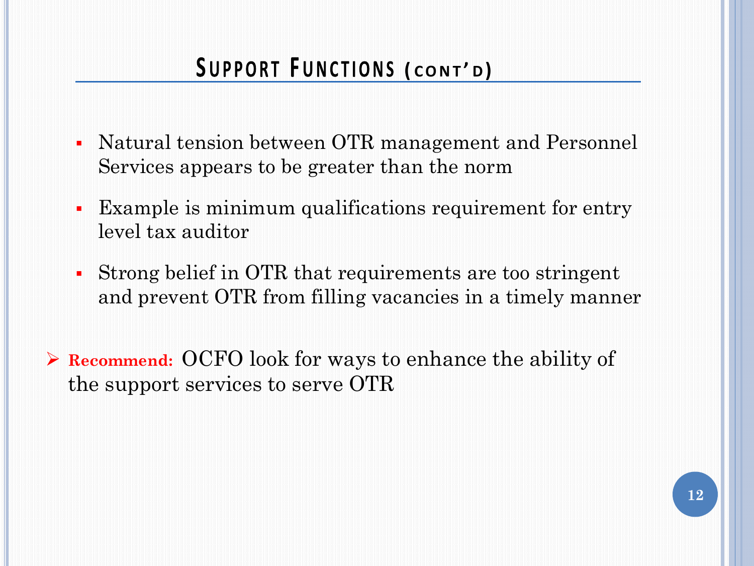## Support Functions (cont'd)

- Natural tension between OTR management and Personnel Services appears to be greater than the norm
- Example is minimum qualifications requirement for entry level tax auditor
- Strong belief in OTR that requirements are too stringent and prevent OTR from filling vacancies in a timely manner

➢ **Recommend:** OCFO look for ways to enhance the ability of the support services to serve OTR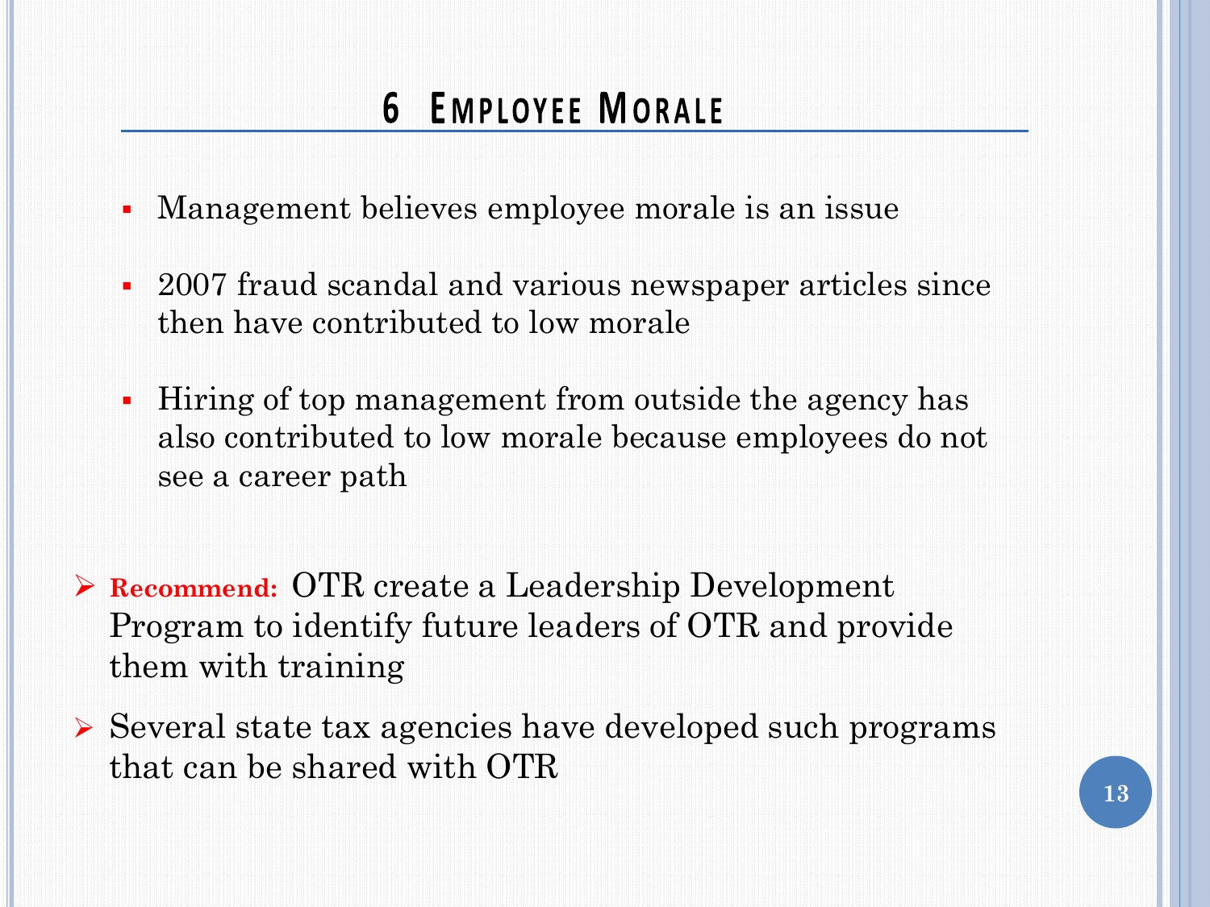# 6 Employee Morale

- Management believes employee morale is an issue
- 2007 fraud scandal and various newspaper articles since then have contributed to low morale
- Hiring of top management from outside the agency has also contributed to low morale because employees do not see a career path

- **Recommend:** OTR create a Leadership Development Program to identify future leaders of OTR and provide them with training
- Several state tax agencies have developed such programs that can be shared with OTR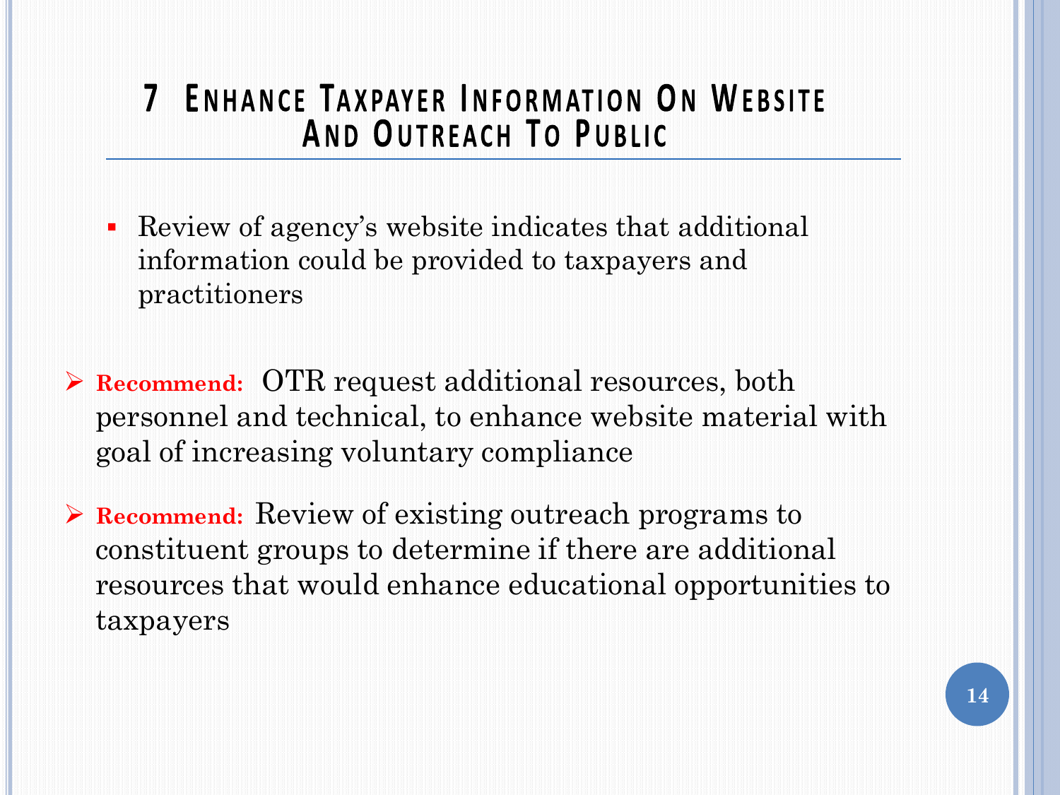# 7 Enhance Taxpayer Information On Website And Outreach To Public

- Review of agency's website indicates that additional information could be provided to taxpayers and practitioners

- **Recommend:** OTR request additional resources, both personnel and technical, to enhance website material with goal of increasing voluntary compliance

- **Recommend:** Review of existing outreach programs to constituent groups to determine if there are additional resources that would enhance educational opportunities to taxpayers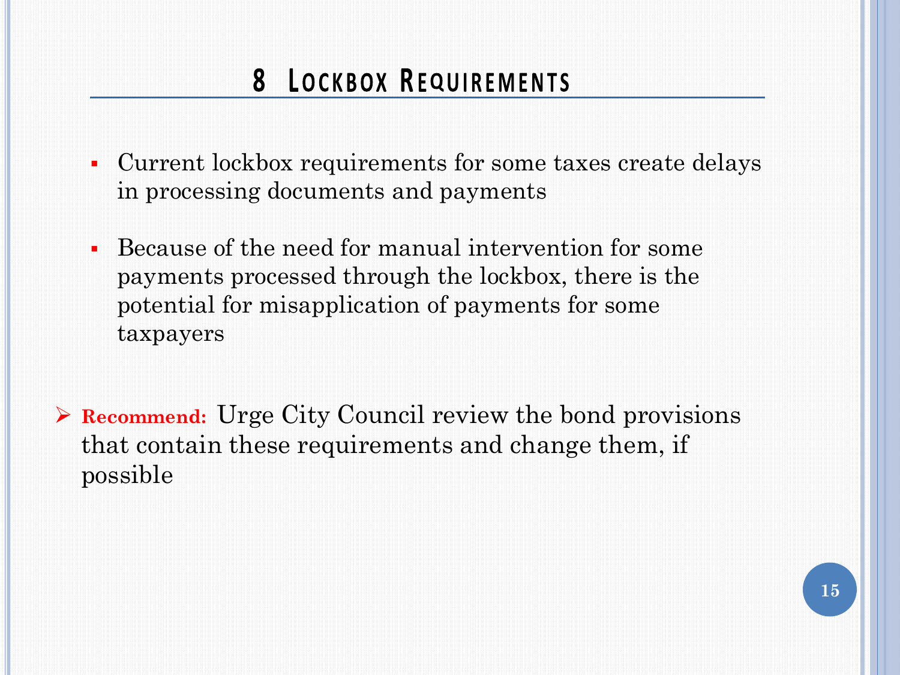# 8 Lockbox Requirements

- Current lockbox requirements for some taxes create delays in processing documents and payments
- Because of the need for manual intervention for some payments processed through the lockbox, there is the potential for misapplication of payments for some taxpayers

➢ **Recommend:** Urge City Council review the bond provisions that contain these requirements and change them, if possible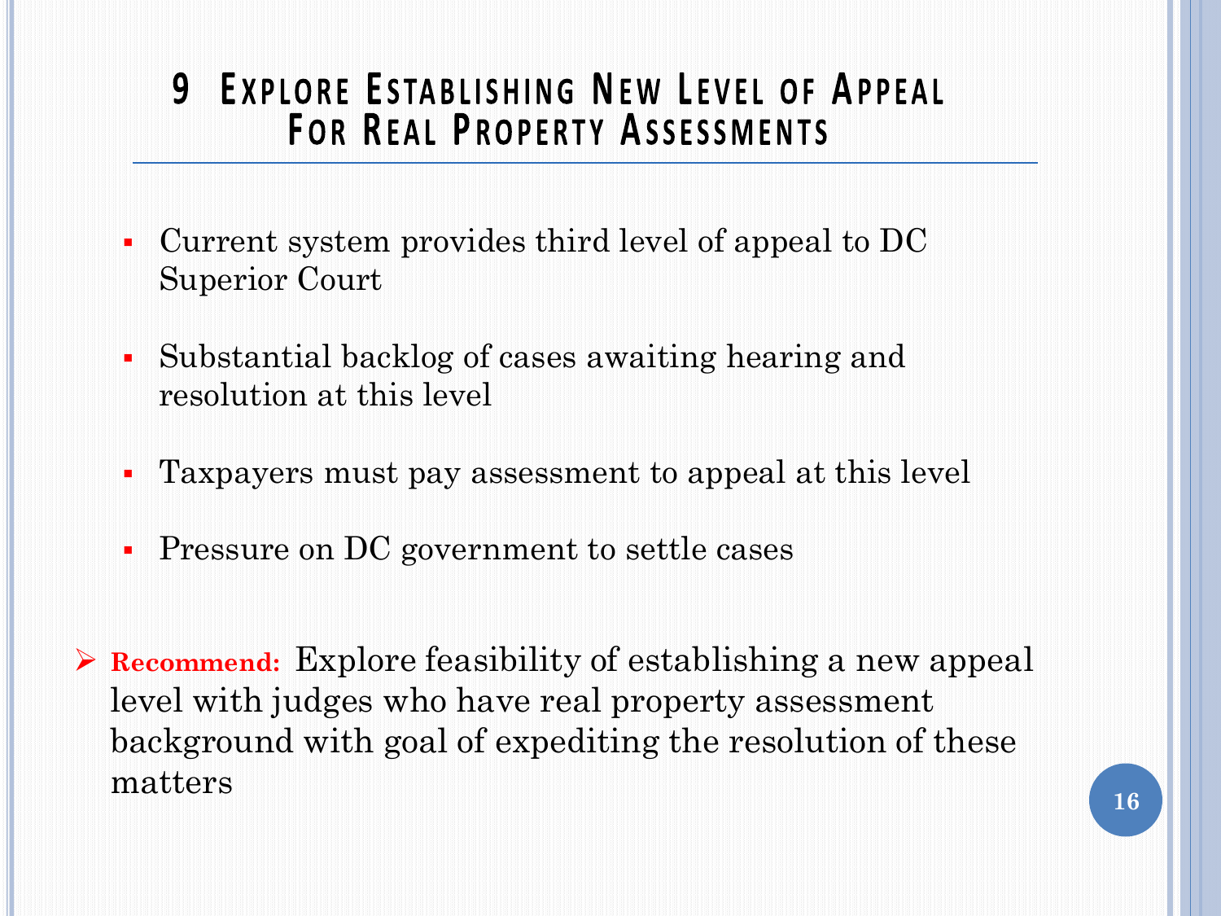# 9 Explore Establishing New Level of Appeal For Real Property Assessments

- Current system provides third level of appeal to DC Superior Court
- Substantial backlog of cases awaiting hearing and resolution at this level
- Taxpayers must pay assessment to appeal at this level
- Pressure on DC government to settle cases

➢ **Recommend:** Explore feasibility of establishing a new appeal level with judges who have real property assessment background with goal of expediting the resolution of these matters